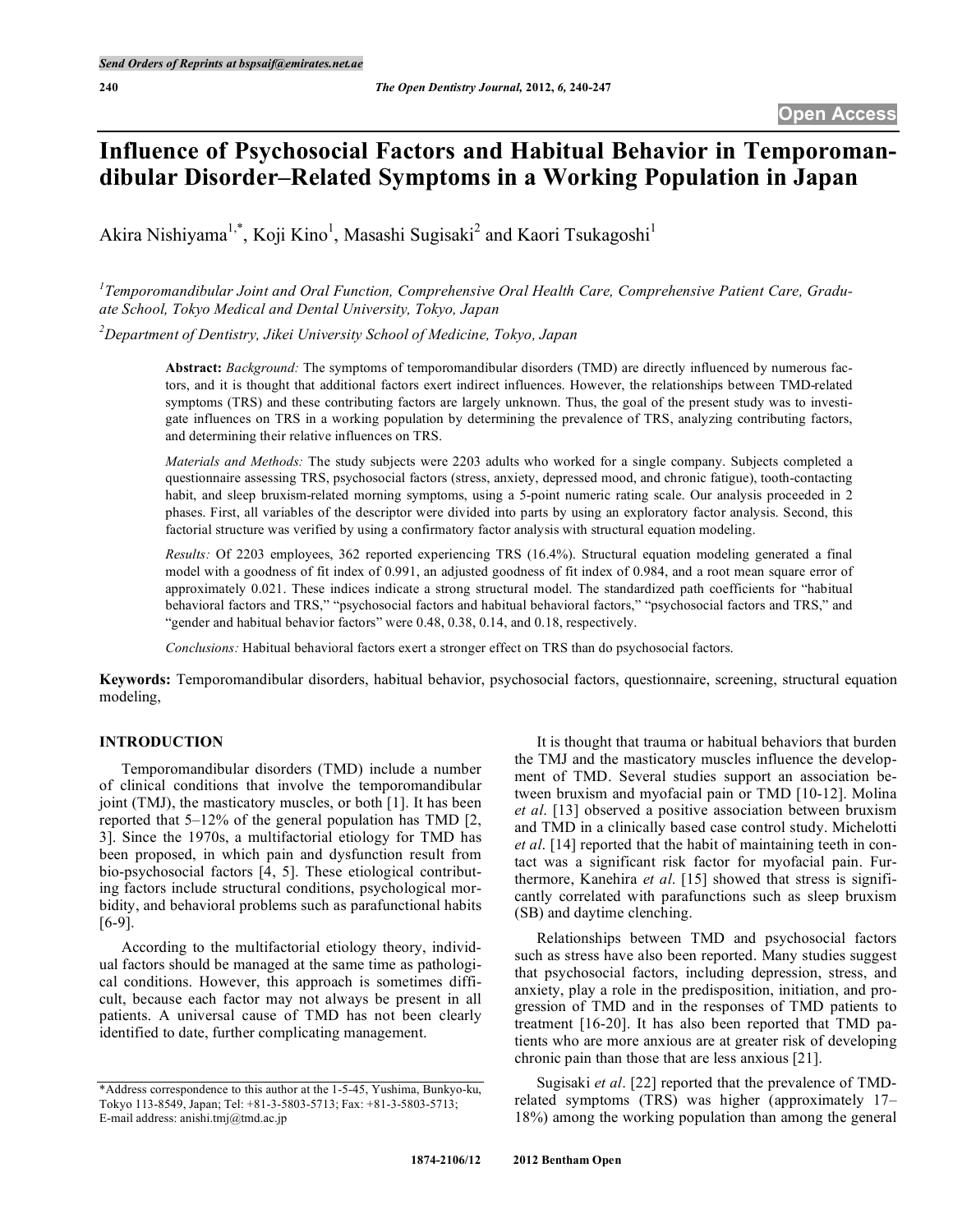# Influence of Psychosocial Factors and Habitual Behavior in Temporomandibular Disorder–Related Symptoms in a Working Population in Japan

Akira Nishiyama[1,*], Koji Kino[1], Masashi Sugisaki[2] and Kaori Tsukagoshi[1]

*[1]Temporomandibular Joint and Oral Function, Comprehensive Oral Health Care, Comprehensive Patient Care, Graduate School, Tokyo Medical and Dental University, Tokyo, Japan*

*[2]Department of Dentistry, Jikei University School of Medicine, Tokyo, Japan*

**Abstract:** *Background:* The symptoms of temporomandibular disorders (TMD) are directly influenced by numerous factors, and it is thought that additional factors exert indirect influences. However, the relationships between TMD-related symptoms (TRS) and these contributing factors are largely unknown. Thus, the goal of the present study was to investigate influences on TRS in a working population by determining the prevalence of TRS, analyzing contributing factors, and determining their relative influences on TRS.

*Materials and Methods:* The study subjects were 2203 adults who worked for a single company. Subjects completed a questionnaire assessing TRS, psychosocial factors (stress, anxiety, depressed mood, and chronic fatigue), tooth-contacting habit, and sleep bruxism-related morning symptoms, using a 5-point numeric rating scale. Our analysis proceeded in 2 phases. First, all variables of the descriptor were divided into parts by using an exploratory factor analysis. Second, this factorial structure was verified by using a confirmatory factor analysis with structural equation modeling.

*Results:* Of 2203 employees, 362 reported experiencing TRS (16.4%). Structural equation modeling generated a final model with a goodness of fit index of 0.991, an adjusted goodness of fit index of 0.984, and a root mean square error of approximately 0.021. These indices indicate a strong structural model. The standardized path coefficients for "habitual behavioral factors and TRS," "psychosocial factors and habitual behavioral factors," "psychosocial factors and TRS," and "gender and habitual behavior factors" were 0.48, 0.38, 0.14, and 0.18, respectively.

*Conclusions:* Habitual behavioral factors exert a stronger effect on TRS than do psychosocial factors.

**Keywords:** Temporomandibular disorders, habitual behavior, psychosocial factors, questionnaire, screening, structural equation modeling,

## INTRODUCTION

Temporomandibular disorders (TMD) include a number of clinical conditions that involve the temporomandibular joint (TMJ), the masticatory muscles, or both [1]. It has been reported that 5–12% of the general population has TMD [2, 3]. Since the 1970s, a multifactorial etiology for TMD has been proposed, in which pain and dysfunction result from bio-psychosocial factors [4, 5]. These etiological contributing factors include structural conditions, psychological morbidity, and behavioral problems such as parafunctional habits [6-9].

According to the multifactorial etiology theory, individual factors should be managed at the same time as pathological conditions. However, this approach is sometimes difficult, because each factor may not always be present in all patients. A universal cause of TMD has not been clearly identified to date, further complicating management.

It is thought that trauma or habitual behaviors that burden the TMJ and the masticatory muscles influence the development of TMD. Several studies support an association between bruxism and myofacial pain or TMD [10-12]. Molina *et al.* [13] observed a positive association between bruxism and TMD in a clinically based case control study. Michelotti *et al.* [14] reported that the habit of maintaining teeth in contact was a significant risk factor for myofacial pain. Furthermore, Kanehira *et al.* [15] showed that stress is significantly correlated with parafunctions such as sleep bruxism (SB) and daytime clenching.

Relationships between TMD and psychosocial factors such as stress have also been reported. Many studies suggest that psychosocial factors, including depression, stress, and anxiety, play a role in the predisposition, initiation, and progression of TMD and in the responses of TMD patients to treatment [16-20]. It has also been reported that TMD patients who are more anxious are at greater risk of developing chronic pain than those that are less anxious [21].

Sugisaki *et al*. [22] reported that the prevalence of TMD-related symptoms (TRS) was higher (approximately 17–18%) among the working population than among the general

*Address correspondence to this author at the 1-5-45, Yushima, Bunkyo-ku, Tokyo 113-8549, Japan; Tel: +81-3-5803-5713; Fax: +81-3-5803-5713; E-mail address: anishi.tmj@tmd.ac.jp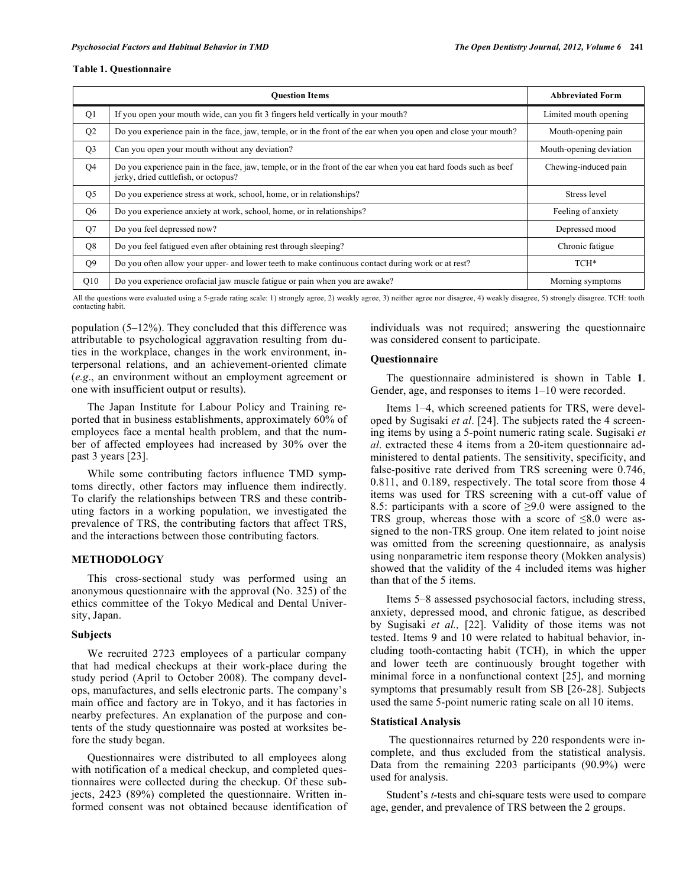**Table 1. Questionnaire**

| | Question Items | Abbreviated Form |
|---|---|---|
| Q1 | If you open your mouth wide, can you fit 3 fingers held vertically in your mouth? | Limited mouth opening |
| Q2 | Do you experience pain in the face, jaw, temple, or in the front of the ear when you open and close your mouth? | Mouth-opening pain |
| Q3 | Can you open your mouth without any deviation? | Mouth-opening deviation |
| Q4 | Do you experience pain in the face, jaw, temple, or in the front of the ear when you eat hard foods such as beef jerky, dried cuttlefish, or octopus? | Chewing-induced pain |
| Q5 | Do you experience stress at work, school, home, or in relationships? | Stress level |
| Q6 | Do you experience anxiety at work, school, home, or in relationships? | Feeling of anxiety |
| Q7 | Do you feel depressed now? | Depressed mood |
| Q8 | Do you feel fatigued even after obtaining rest through sleeping? | Chronic fatigue |
| Q9 | Do you often allow your upper- and lower teeth to make continuous contact during work or at rest? | TCH* |
| Q10 | Do you experience orofacial jaw muscle fatigue or pain when you are awake? | Morning symptoms |

All the questions were evaluated using a 5-grade rating scale: 1) strongly agree, 2) weakly agree, 3) neither agree nor disagree, 4) weakly disagree, 5) strongly disagree. TCH: tooth contacting habit.

population (5–12%). They concluded that this difference was attributable to psychological aggravation resulting from duties in the workplace, changes in the work environment, interpersonal relations, and an achievement-oriented climate (*e.g*., an environment without an employment agreement or one with insufficient output or results).

The Japan Institute for Labour Policy and Training reported that in business establishments, approximately 60% of employees face a mental health problem, and that the number of affected employees had increased by 30% over the past 3 years [23].

While some contributing factors influence TMD symptoms directly, other factors may influence them indirectly. To clarify the relationships between TRS and these contributing factors in a working population, we investigated the prevalence of TRS, the contributing factors that affect TRS, and the interactions between those contributing factors.

## METHODOLOGY

This cross-sectional study was performed using an anonymous questionnaire with the approval (No. 325) of the ethics committee of the Tokyo Medical and Dental University, Japan.

### Subjects

We recruited 2723 employees of a particular company that had medical checkups at their work-place during the study period (April to October 2008). The company develops, manufactures, and sells electronic parts. The company's main office and factory are in Tokyo, and it has factories in nearby prefectures. An explanation of the purpose and contents of the study questionnaire was posted at worksites before the study began.

Questionnaires were distributed to all employees along with notification of a medical checkup, and completed questionnaires were collected during the checkup. Of these subjects, 2423 (89%) completed the questionnaire. Written informed consent was not obtained because identification of individuals was not required; answering the questionnaire was considered consent to participate.

### Questionnaire

The questionnaire administered is shown in Table **1**. Gender, age, and responses to items 1–10 were recorded.

Items 1–4, which screened patients for TRS, were developed by Sugisaki *et al*. [24]. The subjects rated the 4 screening items by using a 5-point numeric rating scale. Sugisaki *et al*. extracted these 4 items from a 20-item questionnaire administered to dental patients. The sensitivity, specificity, and false-positive rate derived from TRS screening were 0.746, 0.811, and 0.189, respectively. The total score from those 4 items was used for TRS screening with a cut-off value of 8.5: participants with a score of ≥9.0 were assigned to the TRS group, whereas those with a score of ≤8.0 were assigned to the non-TRS group. One item related to joint noise was omitted from the screening questionnaire, as analysis using nonparametric item response theory (Mokken analysis) showed that the validity of the 4 included items was higher than that of the 5 items.

Items 5–8 assessed psychosocial factors, including stress, anxiety, depressed mood, and chronic fatigue, as described by Sugisaki *et al.,* [22]. Validity of those items was not tested. Items 9 and 10 were related to habitual behavior, including tooth-contacting habit (TCH), in which the upper and lower teeth are continuously brought together with minimal force in a nonfunctional context [25], and morning symptoms that presumably result from SB [26-28]. Subjects used the same 5-point numeric rating scale on all 10 items.

### Statistical Analysis

The questionnaires returned by 220 respondents were incomplete, and thus excluded from the statistical analysis. Data from the remaining 2203 participants (90.9%) were used for analysis.

Student's *t*-tests and chi-square tests were used to compare age, gender, and prevalence of TRS between the 2 groups.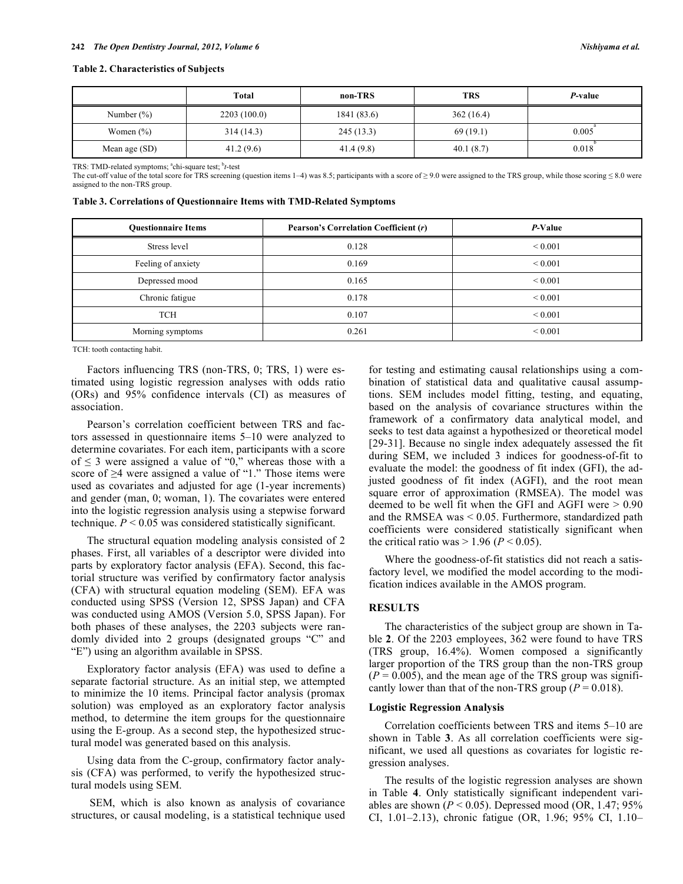**Table 2. Characteristics of Subjects**

| | Total | non-TRS | TRS | *P*-value |
|---|---|---|---|---|
| Number (%) | 2203 (100.0) | 1841 (83.6) | 362 (16.4) | |
| Women (%) | 314 (14.3) | 245 (13.3) | 69 (19.1) | 0.005[a] |
| Mean age (SD) | 41.2 (9.6) | 41.4 (9.8) | 40.1 (8.7) | 0.018[b] |

TRS: TMD-related symptoms; [a]chi-square test; [b]*t*-test

The cut-off value of the total score for TRS screening (question items 1–4) was 8.5; participants with a score of ≥ 9.0 were assigned to the TRS group, while those scoring ≤ 8.0 were assigned to the non-TRS group.

**Table 3. Correlations of Questionnaire Items with TMD-Related Symptoms**

| Questionnaire Items | Pearson's Correlation Coefficient (*r*) | *P*-Value |
|---|---|---|
| Stress level | 0.128 | < 0.001 |
| Feeling of anxiety | 0.169 | < 0.001 |
| Depressed mood | 0.165 | < 0.001 |
| Chronic fatigue | 0.178 | < 0.001 |
| TCH | 0.107 | < 0.001 |
| Morning symptoms | 0.261 | < 0.001 |

TCH: tooth contacting habit.

Factors influencing TRS (non-TRS, 0; TRS, 1) were estimated using logistic regression analyses with odds ratio (ORs) and 95% confidence intervals (CI) as measures of association.

Pearson's correlation coefficient between TRS and factors assessed in questionnaire items 5–10 were analyzed to determine covariates. For each item, participants with a score of ≤ 3 were assigned a value of "0," whereas those with a score of ≥4 were assigned a value of "1." Those items were used as covariates and adjusted for age (1-year increments) and gender (man, 0; woman, 1). The covariates were entered into the logistic regression analysis using a stepwise forward technique. $P < 0.05$ was considered statistically significant.

The structural equation modeling analysis consisted of 2 phases. First, all variables of a descriptor were divided into parts by exploratory factor analysis (EFA). Second, this factorial structure was verified by confirmatory factor analysis (CFA) with structural equation modeling (SEM). EFA was conducted using SPSS (Version 12, SPSS Japan) and CFA was conducted using AMOS (Version 5.0, SPSS Japan). For both phases of these analyses, the 2203 subjects were randomly divided into 2 groups (designated groups "C" and "E") using an algorithm available in SPSS.

Exploratory factor analysis (EFA) was used to define a separate factorial structure. As an initial step, we attempted to minimize the 10 items. Principal factor analysis (promax solution) was employed as an exploratory factor analysis method, to determine the item groups for the questionnaire using the E-group. As a second step, the hypothesized structural model was generated based on this analysis.

Using data from the C-group, confirmatory factor analysis (CFA) was performed, to verify the hypothesized structural models using SEM.

SEM, which is also known as analysis of covariance structures, or causal modeling, is a statistical technique used for testing and estimating causal relationships using a combination of statistical data and qualitative causal assumptions. SEM includes model fitting, testing, and equating, based on the analysis of covariance structures within the framework of a confirmatory data analytical model, and seeks to test data against a hypothesized or theoretical model [29-31]. Because no single index adequately assessed the fit during SEM, we included 3 indices for goodness-of-fit to evaluate the model: the goodness of fit index (GFI), the adjusted goodness of fit index (AGFI), and the root mean square error of approximation (RMSEA). The model was deemed to be well fit when the GFI and AGFI were > 0.90 and the RMSEA was < 0.05. Furthermore, standardized path coefficients were considered statistically significant when the critical ratio was > 1.96 ($P < 0.05$).

Where the goodness-of-fit statistics did not reach a satisfactory level, we modified the model according to the modification indices available in the AMOS program.

## RESULTS

The characteristics of the subject group are shown in Table **2**. Of the 2203 employees, 362 were found to have TRS (TRS group, 16.4%). Women composed a significantly larger proportion of the TRS group than the non-TRS group ($P = 0.005$), and the mean age of the TRS group was significantly lower than that of the non-TRS group ($P = 0.018$).

### Logistic Regression Analysis

Correlation coefficients between TRS and items 5–10 are shown in Table **3**. As all correlation coefficients were significant, we used all questions as covariates for logistic regression analyses.

The results of the logistic regression analyses are shown in Table **4**. Only statistically significant independent variables are shown ($P < 0.05$). Depressed mood (OR, 1.47; 95% CI, 1.01–2.13), chronic fatigue (OR, 1.96; 95% CI, 1.10–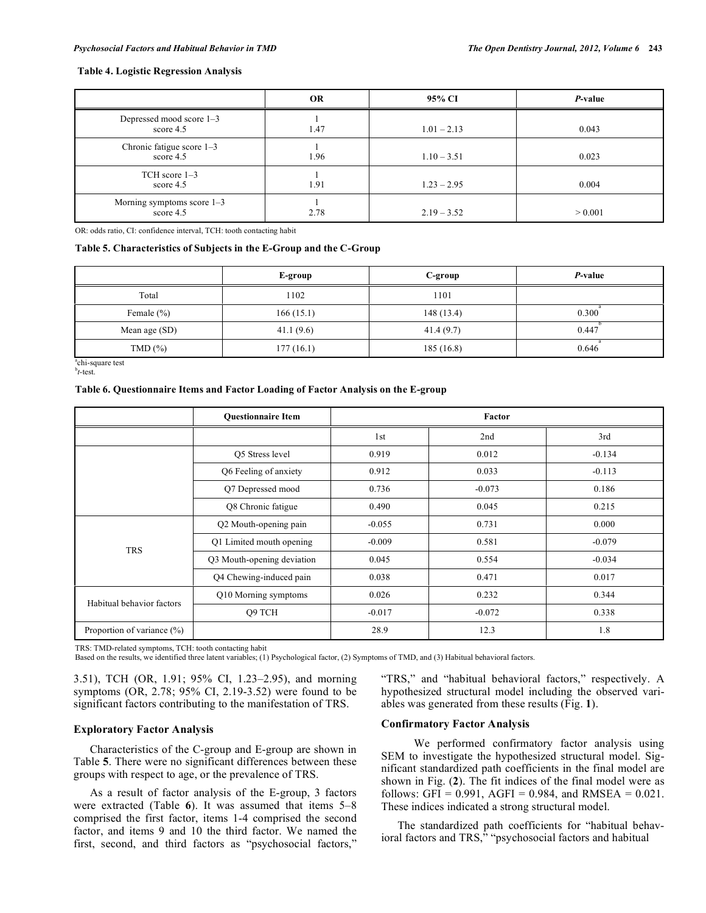**Table 4. Logistic Regression Analysis**

| | OR | 95% CI | *P*-value |
|---|---|---|---|
| Depressed mood score 1–3<br>score 4.5 | 1<br>1.47 | 1.01 – 2.13 | 0.043 |
| Chronic fatigue score 1–3<br>score 4.5 | 1<br>1.96 | 1.10 – 3.51 | 0.023 |
| TCH score 1–3<br>score 4.5 | 1<br>1.91 | 1.23 – 2.95 | 0.004 |
| Morning symptoms score 1–3<br>score 4.5 | 1<br>2.78 | 2.19 – 3.52 | > 0.001 |

OR: odds ratio, CI: confidence interval, TCH: tooth contacting habit

**Table 5. Characteristics of Subjects in the E-Group and the C-Group**

| | E-group | C-group | *P*-value |
|---|---|---|---|
| Total | 1102 | 1101 | |
| Female (%) | 166 (15.1) | 148 (13.4) | 0.300[a] |
| Mean age (SD) | 41.1 (9.6) | 41.4 (9.7) | 0.447[b] |
| TMD (%) | 177 (16.1) | 185 (16.8) | 0.646[a] |

[a]chi-square test
[b]*t*-test.

**Table 6. Questionnaire Items and Factor Loading of Factor Analysis on the E-group**

| | Questionnaire Item | Factor | | |
|---|---|---|---|---|
| | | 1st | 2nd | 3rd |
| | Q5 Stress level | 0.919 | 0.012 | -0.134 |
| | Q6 Feeling of anxiety | 0.912 | 0.033 | -0.113 |
| | Q7 Depressed mood | 0.736 | -0.073 | 0.186 |
| | Q8 Chronic fatigue | 0.490 | 0.045 | 0.215 |
| TRS | Q2 Mouth-opening pain | -0.055 | 0.731 | 0.000 |
| | Q1 Limited mouth opening | -0.009 | 0.581 | -0.079 |
| | Q3 Mouth-opening deviation | 0.045 | 0.554 | -0.034 |
| | Q4 Chewing-induced pain | 0.038 | 0.471 | 0.017 |
| Habitual behavior factors | Q10 Morning symptoms | 0.026 | 0.232 | 0.344 |
| | Q9 TCH | -0.017 | -0.072 | 0.338 |
| Proportion of variance (%) | | 28.9 | 12.3 | 1.8 |

TRS: TMD-related symptoms, TCH: tooth contacting habit
Based on the results, we identified three latent variables; (1) Psychological factor, (2) Symptoms of TMD, and (3) Habitual behavioral factors.

3.51), TCH (OR, 1.91; 95% CI, 1.23–2.95), and morning symptoms (OR, 2.78; 95% CI, 2.19-3.52) were found to be significant factors contributing to the manifestation of TRS.

### Exploratory Factor Analysis

Characteristics of the C-group and E-group are shown in Table **5**. There were no significant differences between these groups with respect to age, or the prevalence of TRS.

As a result of factor analysis of the E-group, 3 factors were extracted (Table **6**). It was assumed that items 5–8 comprised the first factor, items 1-4 comprised the second factor, and items 9 and 10 the third factor. We named the first, second, and third factors as "psychosocial factors," "TRS," and "habitual behavioral factors," respectively. A hypothesized structural model including the observed variables was generated from these results (Fig. **1**).

### Confirmatory Factor Analysis

We performed confirmatory factor analysis using SEM to investigate the hypothesized structural model. Significant standardized path coefficients in the final model are shown in Fig. (**2**). The fit indices of the final model were as follows: GFI = 0.991, AGFI = 0.984, and RMSEA = 0.021. These indices indicated a strong structural model.

The standardized path coefficients for "habitual behavioral factors and TRS," "psychosocial factors and habitual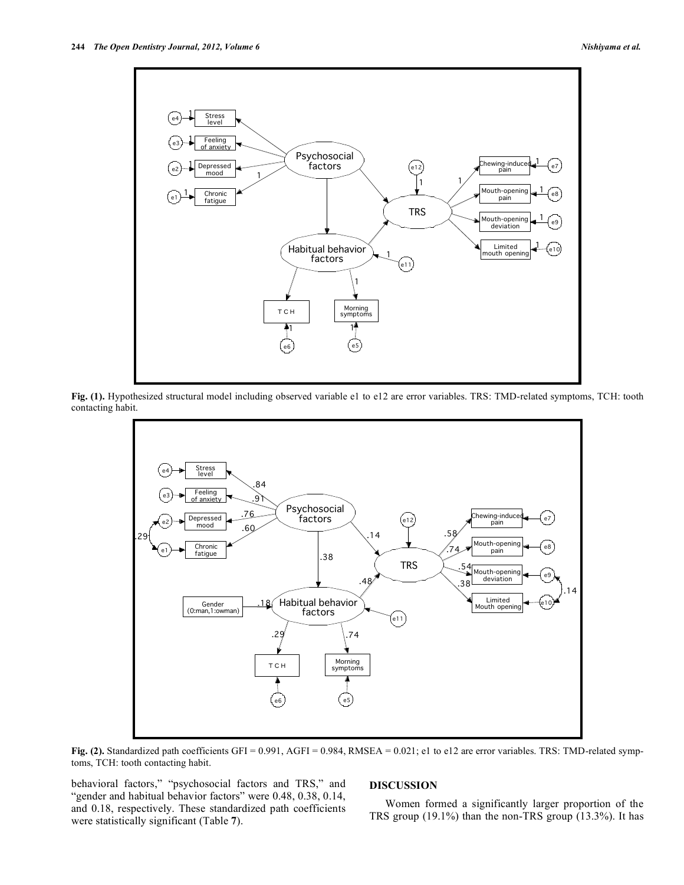Fig. (1). Hypothesized structural model including observed variable e1 to e12 are error variables. TRS: TMD-related symptoms, TCH: tooth contacting habit.

Fig. (2). Standardized path coefficients GFI = 0.991, AGFI = 0.984, RMSEA = 0.021; e1 to e12 are error variables. TRS: TMD-related symptoms, TCH: tooth contacting habit.

behavioral factors," "psychosocial factors and TRS," and "gender and habitual behavior factors" were 0.48, 0.38, 0.14, and 0.18, respectively. These standardized path coefficients were statistically significant (Table **7**).

## DISCUSSION

Women formed a significantly larger proportion of the TRS group (19.1%) than the non-TRS group (13.3%). It has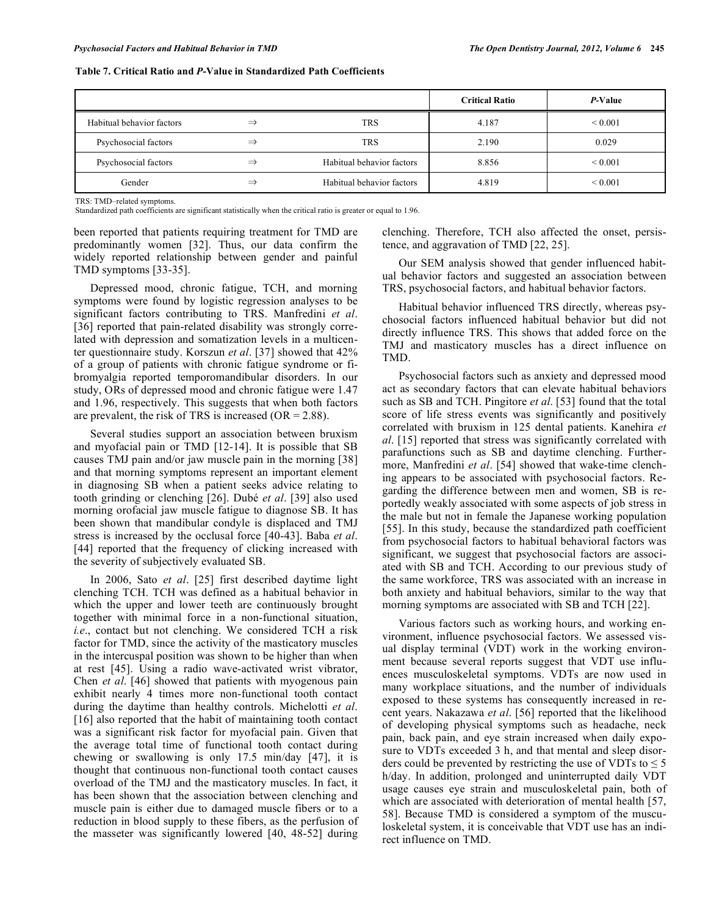**Table 7. Critical Ratio and *P*-Value in Standardized Path Coefficients**

| | | | Critical Ratio | *P*-Value |
|---|---|---|---|---|
| Habitual behavior factors | ⇒ | TRS | 4.187 | < 0.001 |
| Psychosocial factors | ⇒ | TRS | 2.190 | 0.029 |
| Psychosocial factors | ⇒ | Habitual behavior factors | 8.856 | < 0.001 |
| Gender | ⇒ | Habitual behavior factors | 4.819 | < 0.001 |

TRS: TMD–related symptoms.
Standardized path coefficients are significant statistically when the critical ratio is greater or equal to 1.96.

been reported that patients requiring treatment for TMD are predominantly women [32]. Thus, our data confirm the widely reported relationship between gender and painful TMD symptoms [33-35].

Depressed mood, chronic fatigue, TCH, and morning symptoms were found by logistic regression analyses to be significant factors contributing to TRS. Manfredini *et al*. [36] reported that pain-related disability was strongly correlated with depression and somatization levels in a multicenter questionnaire study. Korszun *et al*. [37] showed that 42% of a group of patients with chronic fatigue syndrome or fibromyalgia reported temporomandibular disorders. In our study, ORs of depressed mood and chronic fatigue were 1.47 and 1.96, respectively. This suggests that when both factors are prevalent, the risk of TRS is increased (OR = 2.88).

Several studies support an association between bruxism and myofacial pain or TMD [12-14]. It is possible that SB causes TMJ pain and/or jaw muscle pain in the morning [38] and that morning symptoms represent an important element in diagnosing SB when a patient seeks advice relating to tooth grinding or clenching [26]. Dubé *et al*. [39] also used morning orofacial jaw muscle fatigue to diagnose SB. It has been shown that mandibular condyle is displaced and TMJ stress is increased by the occlusal force [40-43]. Baba *et al*. [44] reported that the frequency of clicking increased with the severity of subjectively evaluated SB.

In 2006, Sato *et al*. [25] first described daytime light clenching TCH. TCH was defined as a habitual behavior in which the upper and lower teeth are continuously brought together with minimal force in a non-functional situation, *i.e*., contact but not clenching. We considered TCH a risk factor for TMD, since the activity of the masticatory muscles in the intercuspal position was shown to be higher than when at rest [45]. Using a radio wave-activated wrist vibrator, Chen *et al*. [46] showed that patients with myogenous pain exhibit nearly 4 times more non-functional tooth contact during the daytime than healthy controls. Michelotti *et al*. [16] also reported that the habit of maintaining tooth contact was a significant risk factor for myofacial pain. Given that the average total time of functional tooth contact during chewing or swallowing is only 17.5 min/day [47], it is thought that continuous non-functional tooth contact causes overload of the TMJ and the masticatory muscles. In fact, it has been shown that the association between clenching and muscle pain is either due to damaged muscle fibers or to a reduction in blood supply to these fibers, as the perfusion of the masseter was significantly lowered [40, 48-52] during clenching. Therefore, TCH also affected the onset, persistence, and aggravation of TMD [22, 25].

Our SEM analysis showed that gender influenced habitual behavior factors and suggested an association between TRS, psychosocial factors, and habitual behavior factors.

Habitual behavior influenced TRS directly, whereas psychosocial factors influenced habitual behavior but did not directly influence TRS. This shows that added force on the TMJ and masticatory muscles has a direct influence on TMD.

Psychosocial factors such as anxiety and depressed mood act as secondary factors that can elevate habitual behaviors such as SB and TCH. Pingitore *et al*. [53] found that the total score of life stress events was significantly and positively correlated with bruxism in 125 dental patients. Kanehira *et al*. [15] reported that stress was significantly correlated with parafunctions such as SB and daytime clenching. Furthermore, Manfredini *et al*. [54] showed that wake-time clenching appears to be associated with psychosocial factors. Regarding the difference between men and women, SB is reportedly weakly associated with some aspects of job stress in the male but not in female the Japanese working population [55]. In this study, because the standardized path coefficient from psychosocial factors to habitual behavioral factors was significant, we suggest that psychosocial factors are associated with SB and TCH. According to our previous study of the same workforce, TRS was associated with an increase in both anxiety and habitual behaviors, similar to the way that morning symptoms are associated with SB and TCH [22].

Various factors such as working hours, and working environment, influence psychosocial factors. We assessed visual display terminal (VDT) work in the working environment because several reports suggest that VDT use influences musculoskeletal symptoms. VDTs are now used in many workplace situations, and the number of individuals exposed to these systems has consequently increased in recent years. Nakazawa *et al*. [56] reported that the likelihood of developing physical symptoms such as headache, neck pain, back pain, and eye strain increased when daily exposure to VDTs exceeded 3 h, and that mental and sleep disorders could be prevented by restricting the use of VDTs to ≤ 5 h/day. In addition, prolonged and uninterrupted daily VDT usage causes eye strain and musculoskeletal pain, both of which are associated with deterioration of mental health [57, 58]. Because TMD is considered a symptom of the musculoskeletal system, it is conceivable that VDT use has an indirect influence on TMD.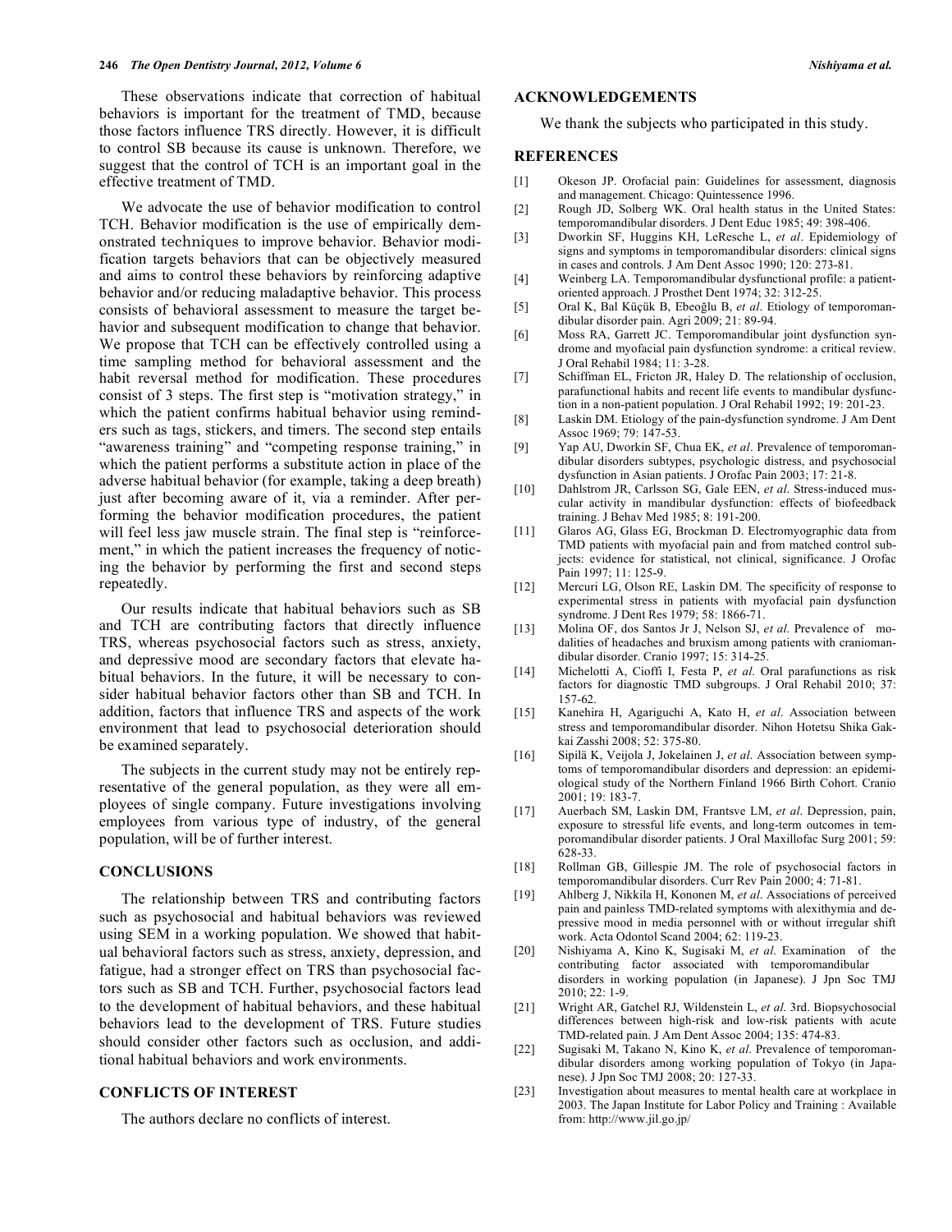These observations indicate that correction of habitual behaviors is important for the treatment of TMD, because those factors influence TRS directly. However, it is difficult to control SB because its cause is unknown. Therefore, we suggest that the control of TCH is an important goal in the effective treatment of TMD.

We advocate the use of behavior modification to control TCH. Behavior modification is the use of empirically demonstrated techniques to improve behavior. Behavior modification targets behaviors that can be objectively measured and aims to control these behaviors by reinforcing adaptive behavior and/or reducing maladaptive behavior. This process consists of behavioral assessment to measure the target behavior and subsequent modification to change that behavior. We propose that TCH can be effectively controlled using a time sampling method for behavioral assessment and the habit reversal method for modification. These procedures consist of 3 steps. The first step is "motivation strategy," in which the patient confirms habitual behavior using reminders such as tags, stickers, and timers. The second step entails "awareness training" and "competing response training," in which the patient performs a substitute action in place of the adverse habitual behavior (for example, taking a deep breath) just after becoming aware of it, via a reminder. After performing the behavior modification procedures, the patient will feel less jaw muscle strain. The final step is "reinforcement," in which the patient increases the frequency of noticing the behavior by performing the first and second steps repeatedly.

Our results indicate that habitual behaviors such as SB and TCH are contributing factors that directly influence TRS, whereas psychosocial factors such as stress, anxiety, and depressive mood are secondary factors that elevate habitual behaviors. In the future, it will be necessary to consider habitual behavior factors other than SB and TCH. In addition, factors that influence TRS and aspects of the work environment that lead to psychosocial deterioration should be examined separately.

The subjects in the current study may not be entirely representative of the general population, as they were all employees of single company. Future investigations involving employees from various type of industry, of the general population, will be of further interest.

## CONCLUSIONS

The relationship between TRS and contributing factors such as psychosocial and habitual behaviors was reviewed using SEM in a working population. We showed that habitual behavioral factors such as stress, anxiety, depression, and fatigue, had a stronger effect on TRS than psychosocial factors such as SB and TCH. Further, psychosocial factors lead to the development of habitual behaviors, and these habitual behaviors lead to the development of TRS. Future studies should consider other factors such as occlusion, and additional habitual behaviors and work environments.

## CONFLICTS OF INTEREST

The authors declare no conflicts of interest.

## ACKNOWLEDGEMENTS

We thank the subjects who participated in this study.

## REFERENCES

[1] Okeson JP. Orofacial pain: Guidelines for assessment, diagnosis and management. Chicago: Quintessence 1996.

[2] Rough JD, Solberg WK. Oral health status in the United States: temporomandibular disorders. J Dent Educ 1985; 49: 398-406.

[3] Dworkin SF, Huggins KH, LeResche L, *et al*. Epidemiology of signs and symptoms in temporomandibular disorders: clinical signs in cases and controls. J Am Dent Assoc 1990; 120: 273-81.

[4] Weinberg LA. Temporomandibular dysfunctional profile: a patient-oriented approach. J Prosthet Dent 1974; 32: 312-25.

[5] Oral K, Bal Küçük B, Ebeoğlu B, *et al*. Etiology of temporomandibular disorder pain. Agri 2009; 21: 89-94.

[6] Moss RA, Garrett JC. Temporomandibular joint dysfunction syndrome and myofacial pain dysfunction syndrome: a critical review. J Oral Rehabil 1984; 11: 3-28.

[7] Schiffman EL, Fricton JR, Haley D. The relationship of occlusion, parafunctional habits and recent life events to mandibular dysfunction in a non-patient population. J Oral Rehabil 1992; 19: 201-23.

[8] Laskin DM. Etiology of the pain-dysfunction syndrome. J Am Dent Assoc 1969; 79: 147-53.

[9] Yap AU, Dworkin SF, Chua EK, *et al*. Prevalence of temporomandibular disorders subtypes, psychologic distress, and psychosocial dysfunction in Asian patients. J Orofac Pain 2003; 17: 21-8.

[10] Dahlstrom JR, Carlsson SG, Gale EEN, *et al*. Stress-induced muscular activity in mandibular dysfunction: effects of biofeedback training. J Behav Med 1985; 8: 191-200.

[11] Glaros AG, Glass EG, Brockman D. Electromyographic data from TMD patients with myofacial pain and from matched control subjects: evidence for statistical, not clinical, significance. J Orofac Pain 1997; 11: 125-9.

[12] Mercuri LG, Olson RE, Laskin DM. The specificity of response to experimental stress in patients with myofacial pain dysfunction syndrome. J Dent Res 1979; 58: 1866-71.

[13] Molina OF, dos Santos Jr J, Nelson SJ, *et al*. Prevalence of modalities of headaches and bruxism among patients with craniomandibular disorder. Cranio 1997; 15: 314-25.

[14] Michelotti A, Cioffi I, Festa P, *et al*. Oral parafunctions as risk factors for diagnostic TMD subgroups. J Oral Rehabil 2010; 37: 157-62.

[15] Kanehira H, Agariguchi A, Kato H, *et al*. Association between stress and temporomandibular disorder. Nihon Hotetsu Shika Gakkai Zasshi 2008; 52: 375-80.

[16] Sipilä K, Veijola J, Jokelainen J, *et al.* Association between symptoms of temporomandibular disorders and depression: an epidemiological study of the Northern Finland 1966 Birth Cohort. Cranio 2001; 19: 183-7.

[17] Auerbach SM, Laskin DM, Frantsve LM, *et al*. Depression, pain, exposure to stressful life events, and long-term outcomes in temporomandibular disorder patients. J Oral Maxillofac Surg 2001; 59: 628-33.

[18] Rollman GB, Gillespie JM. The role of psychosocial factors in temporomandibular disorders. Curr Rev Pain 2000; 4: 71-81.

[19] Ahlberg J, Nikkila H, Kononen M, *et al*. Associations of perceived pain and painless TMD-related symptoms with alexithymia and depressive mood in media personnel with or without irregular shift work. Acta Odontol Scand 2004; 62: 119-23.

[20] Nishiyama A, Kino K, Sugisaki M, *et al.* Examination of the contributing factor associated with temporomandibular disorders in working population (in Japanese). J Jpn Soc TMJ 2010; 22: 1-9.

[21] Wright AR, Gatchel RJ, Wildenstein L, *et al.* 3rd. Biopsychosocial differences between high-risk and low-risk patients with acute TMD-related pain. J Am Dent Assoc 2004; 135: 474-83.

[22] Sugisaki M, Takano N, Kino K, *et al*. Prevalence of temporomandibular disorders among working population of Tokyo (in Japanese). J Jpn Soc TMJ 2008; 20: 127-33.

[23] Investigation about measures to mental health care at workplace in 2003. The Japan Institute for Labor Policy and Training : Available from: http://www.jil.go.jp/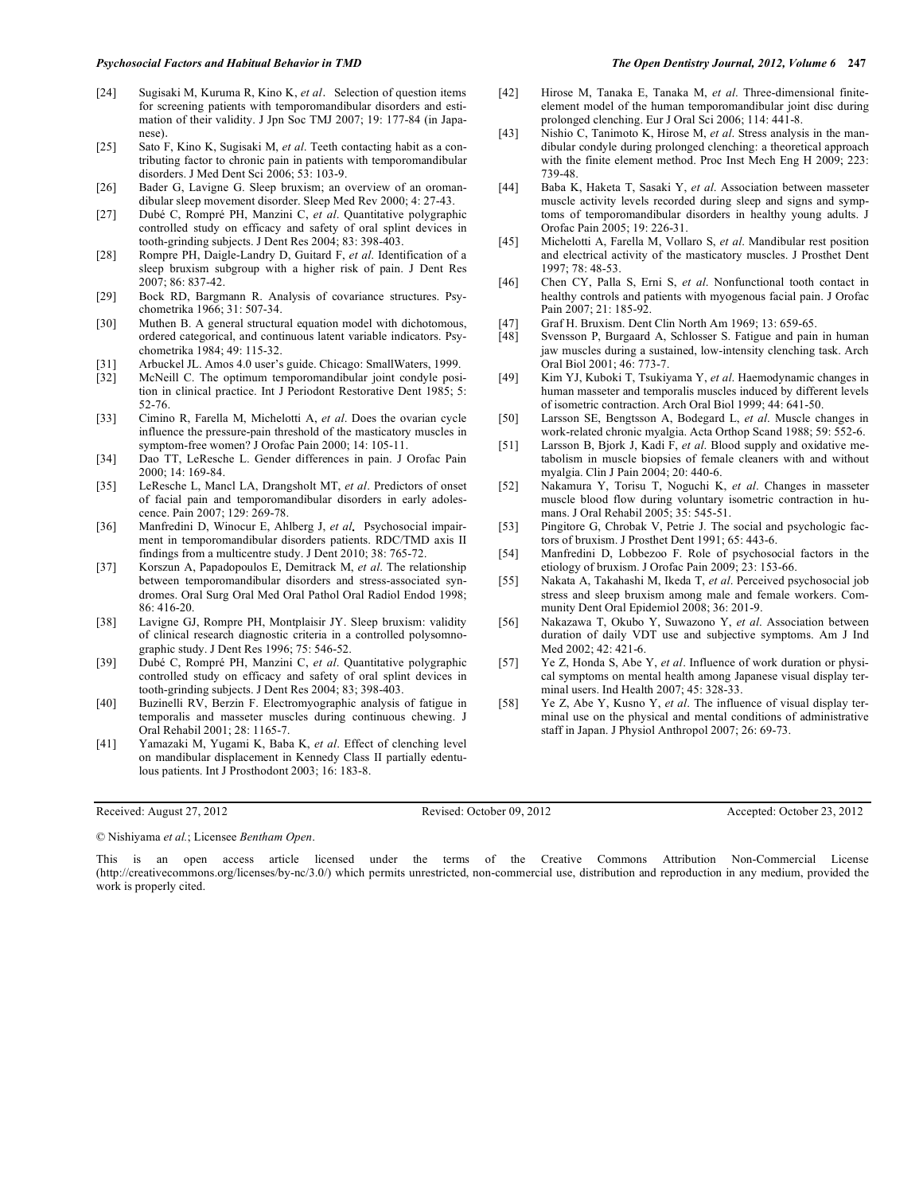[24] Sugisaki M, Kuruma R, Kino K, *et al*. Selection of question items for screening patients with temporomandibular disorders and estimation of their validity. J Jpn Soc TMJ 2007; 19: 177-84 (in Japanese).

[25] Sato F, Kino K, Sugisaki M, *et al*. Teeth contacting habit as a contributing factor to chronic pain in patients with temporomandibular disorders. J Med Dent Sci 2006; 53: 103-9.

[26] Bader G, Lavigne G. Sleep bruxism; an overview of an oromandibular sleep movement disorder. Sleep Med Rev 2000; 4: 27-43.

[27] Dubé C, Rompré PH, Manzini C, *et al*. Quantitative polygraphic controlled study on efficacy and safety of oral splint devices in tooth-grinding subjects. J Dent Res 2004; 83: 398-403.

[28] Rompre PH, Daigle-Landry D, Guitard F, *et al*. Identification of a sleep bruxism subgroup with a higher risk of pain. J Dent Res 2007; 86: 837-42.

[29] Bock RD, Bargmann R. Analysis of covariance structures. Psychometrika 1966; 31: 507-34.

[30] Muthen B. A general structural equation model with dichotomous, ordered categorical, and continuous latent variable indicators. Psychometrika 1984; 49: 115-32.

[31] Arbuckel JL. Amos 4.0 user's guide. Chicago: SmallWaters, 1999.

[32] McNeill C. The optimum temporomandibular joint condyle position in clinical practice. Int J Periodont Restorative Dent 1985; 5: 52-76.

[33] Cimino R, Farella M, Michelotti A, *et al*. Does the ovarian cycle influence the pressure-pain threshold of the masticatory muscles in symptom-free women? J Orofac Pain 2000; 14: 105-11.

[34] Dao TT, LeResche L. Gender differences in pain. J Orofac Pain 2000; 14: 169-84.

[35] LeResche L, Mancl LA, Drangsholt MT, *et al*. Predictors of onset of facial pain and temporomandibular disorders in early adolescence. Pain 2007; 129: 269-78.

[36] Manfredini D, Winocur E, Ahlberg J, *et al*. Psychosocial impairment in temporomandibular disorders patients. RDC/TMD axis II findings from a multicentre study. J Dent 2010; 38: 765-72.

[37] Korszun A, Papadopoulos E, Demitrack M, *et al*. The relationship between temporomandibular disorders and stress-associated syndromes. Oral Surg Oral Med Oral Pathol Oral Radiol Endod 1998; 86: 416-20.

[38] Lavigne GJ, Rompre PH, Montplaisir JY. Sleep bruxism: validity of clinical research diagnostic criteria in a controlled polysomnographic study. J Dent Res 1996; 75: 546-52.

[39] Dubé C, Rompré PH, Manzini C, *et al*. Quantitative polygraphic controlled study on efficacy and safety of oral splint devices in tooth-grinding subjects. J Dent Res 2004; 83; 398-403.

[40] Buzinelli RV, Berzin F. Electromyographic analysis of fatigue in temporalis and masseter muscles during continuous chewing. J Oral Rehabil 2001; 28: 1165-7.

[41] Yamazaki M, Yugami K, Baba K, *et al*. Effect of clenching level on mandibular displacement in Kennedy Class II partially edentulous patients. Int J Prosthodont 2003; 16: 183-8.

[42] Hirose M, Tanaka E, Tanaka M, *et al*. Three-dimensional finite-element model of the human temporomandibular joint disc during prolonged clenching. Eur J Oral Sci 2006; 114: 441-8.

[43] Nishio C, Tanimoto K, Hirose M, *et al*. Stress analysis in the mandibular condyle during prolonged clenching: a theoretical approach with the finite element method. Proc Inst Mech Eng H 2009; 223: 739-48.

[44] Baba K, Haketa T, Sasaki Y, *et al*. Association between masseter muscle activity levels recorded during sleep and signs and symptoms of temporomandibular disorders in healthy young adults. J Orofac Pain 2005; 19: 226-31.

[45] Michelotti A, Farella M, Vollaro S, *et al*. Mandibular rest position and electrical activity of the masticatory muscles. J Prosthet Dent 1997; 78: 48-53.

[46] Chen CY, Palla S, Erni S, *et al*. Nonfunctional tooth contact in healthy controls and patients with myogenous facial pain. J Orofac Pain 2007; 21: 185-92.

[47] Graf H. Bruxism. Dent Clin North Am 1969; 13: 659-65.

[48] Svensson P, Burgaard A, Schlosser S. Fatigue and pain in human jaw muscles during a sustained, low-intensity clenching task. Arch Oral Biol 2001; 46: 773-7.

[49] Kim YJ, Kuboki T, Tsukiyama Y, *et al*. Haemodynamic changes in human masseter and temporalis muscles induced by different levels of isometric contraction. Arch Oral Biol 1999; 44: 641-50.

[50] Larsson SE, Bengtsson A, Bodegard L, *et al*. Muscle changes in work-related chronic myalgia. Acta Orthop Scand 1988; 59: 552-6.

[51] Larsson B, Bjork J, Kadi F, *et al*. Blood supply and oxidative metabolism in muscle biopsies of female cleaners with and without myalgia. Clin J Pain 2004; 20: 440-6.

[52] Nakamura Y, Torisu T, Noguchi K, *et al*. Changes in masseter muscle blood flow during voluntary isometric contraction in humans. J Oral Rehabil 2005; 35: 545-51.

[53] Pingitore G, Chrobak V, Petrie J. The social and psychologic factors of bruxism. J Prosthet Dent 1991; 65: 443-6.

[54] Manfredini D, Lobbezoo F. Role of psychosocial factors in the etiology of bruxism. J Orofac Pain 2009; 23: 153-66.

[55] Nakata A, Takahashi M, Ikeda T, *et al*. Perceived psychosocial job stress and sleep bruxism among male and female workers. Community Dent Oral Epidemiol 2008; 36: 201-9.

[56] Nakazawa T, Okubo Y, Suwazono Y, *et al*. Association between duration of daily VDT use and subjective symptoms. Am J Ind Med 2002; 42: 421-6.

[57] Ye Z, Honda S, Abe Y, *et al*. Influence of work duration or physical symptoms on mental health among Japanese visual display terminal users. Ind Health 2007; 45: 328-33.

[58] Ye Z, Abe Y, Kusno Y, *et al*. The influence of visual display terminal use on the physical and mental conditions of administrative staff in Japan. J Physiol Anthropol 2007; 26: 69-73.

Received: August 27, 2012 Revised: October 09, 2012 Accepted: October 23, 2012

© Nishiyama *et al.*; Licensee *Bentham Open*.

This is an open access article licensed under the terms of the Creative Commons Attribution Non-Commercial License (http://creativecommons.org/licenses/by-nc/3.0/) which permits unrestricted, non-commercial use, distribution and reproduction in any medium, provided the work is properly cited.